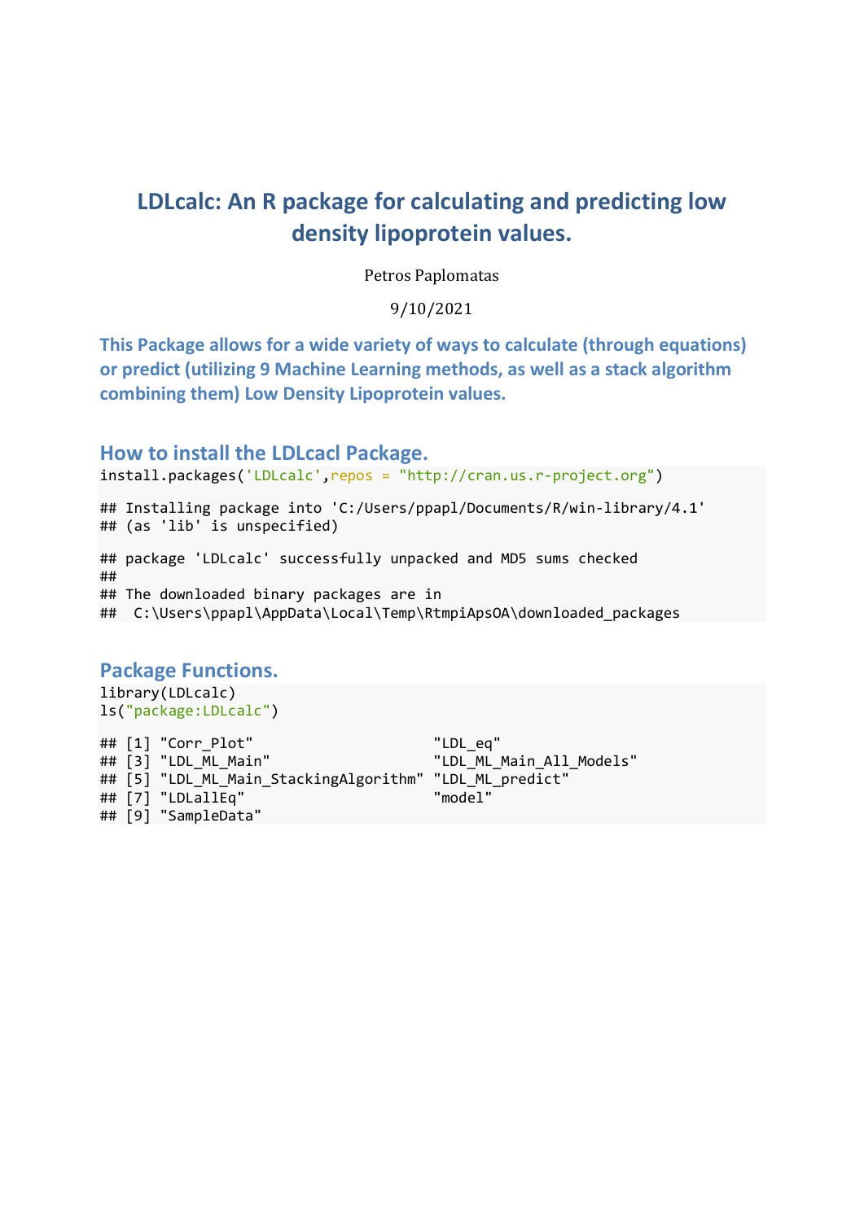# LDLcalc: An R package for calculating and predicting low density lipoprotein values.

Petros Paplomatas

9/10/2021

**This Package allows for a wide variety of ways to calculate (through equations) or predict (utilizing 9 Machine Learning methods, as well as a stack algorithm combining them) Low Density Lipoprotein values.**

## How to install the LDLcacl Package.

```
install.packages('LDLcalc',repos = "http://cran.us.r-project.org")

## Installing package into 'C:/Users/ppapl/Documents/R/win-library/4.1'
## (as 'lib' is unspecified)

## package 'LDLcalc' successfully unpacked and MD5 sums checked
##
## The downloaded binary packages are in
##  C:\Users\ppapl\AppData\Local\Temp\RtmpiApsOA\downloaded_packages
```

## Package Functions.

```
library(LDLcalc)
ls("package:LDLcalc")

## [1] "Corr_Plot"                      "LDL_eq"
## [3] "LDL_ML_Main"                    "LDL_ML_Main_All_Models"
## [5] "LDL_ML_Main_StackingAlgorithm"  "LDL_ML_predict"
## [7] "LDLallEq"                       "model"
## [9] "SampleData"
```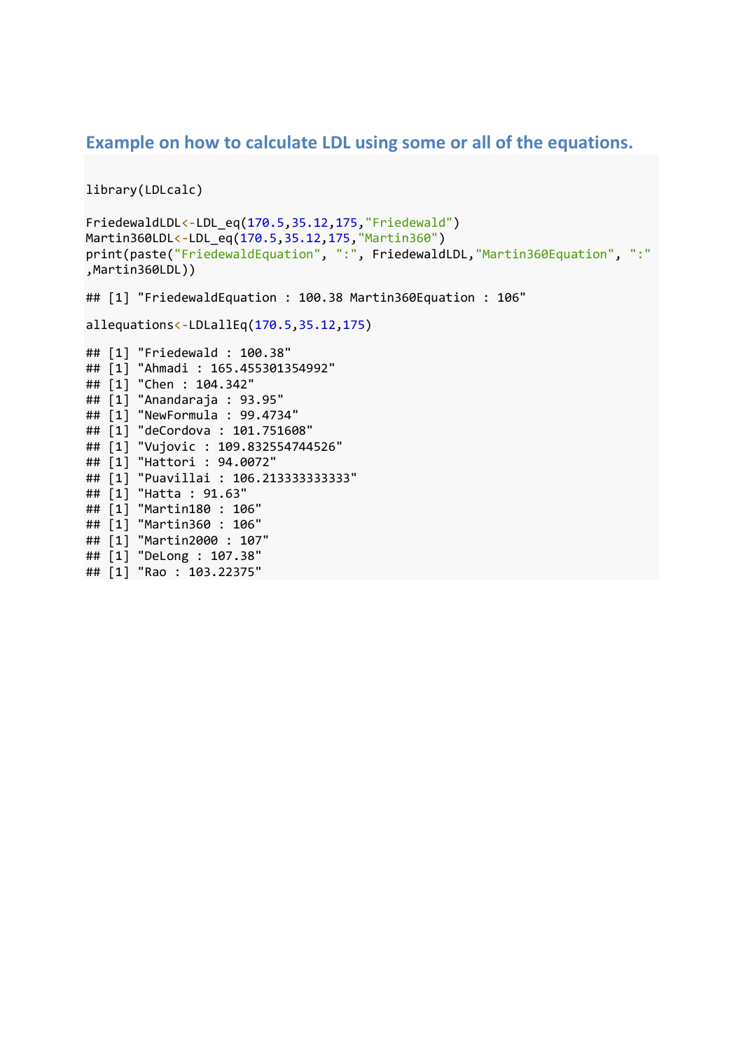### Example on how to calculate LDL using some or all of the equations.

```
library(LDLcalc)

FriedewaldLDL<-LDL_eq(170.5,35.12,175,"Friedewald")
Martin360LDL<-LDL_eq(170.5,35.12,175,"Martin360")
print(paste("FriedewaldEquation", ":", FriedewaldLDL,"Martin360Equation", ":"
,Martin360LDL))

## [1] "FriedewaldEquation : 100.38 Martin360Equation : 106"

allequations<-LDLallEq(170.5,35.12,175)

## [1] "Friedewald : 100.38"
## [1] "Ahmadi : 165.455301354992"
## [1] "Chen : 104.342"
## [1] "Anandaraja : 93.95"
## [1] "NewFormula : 99.4734"
## [1] "deCordova : 101.751608"
## [1] "Vujovic : 109.832554744526"
## [1] "Hattori : 94.0072"
## [1] "Puavillai : 106.213333333333"
## [1] "Hatta : 91.63"
## [1] "Martin180 : 106"
## [1] "Martin360 : 106"
## [1] "Martin2000 : 107"
## [1] "DeLong : 107.38"
## [1] "Rao : 103.22375"
```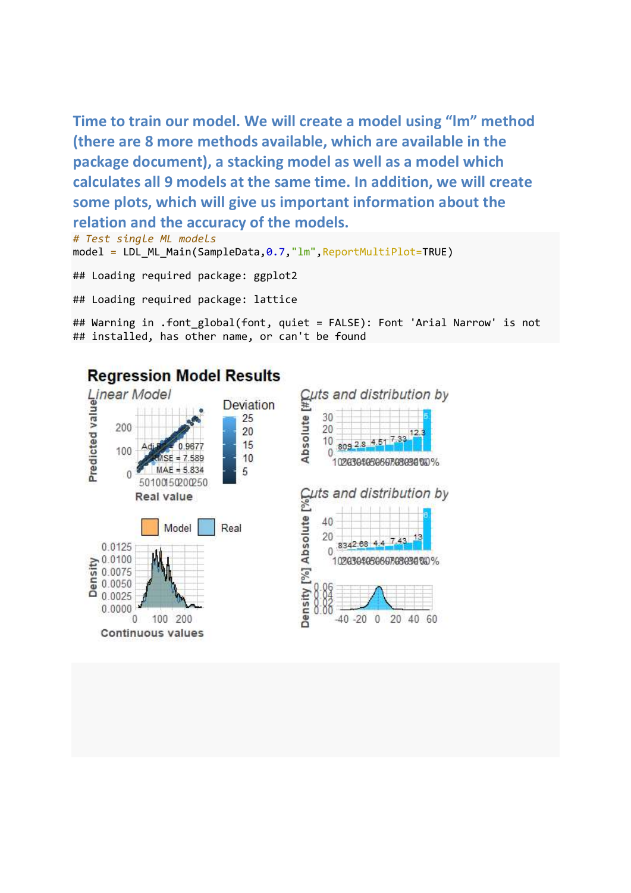**Time to train our model. We will create a model using “lm” method (there are 8 more methods available, which are available in the package document), a stacking model as well as a model which calculates all 9 models at the same time. In addition, we will create some plots, which will give us important information about the relation and the accuracy of the models.**

```
# Test single ML models
model = LDL_ML_Main(SampleData,0.7,"lm",ReportMultiPlot=TRUE)

## Loading required package: ggplot2

## Loading required package: lattice

## Warning in .font_global(font, quiet = FALSE): Font 'Arial Narrow' is not
## installed, has other name, or can't be found
```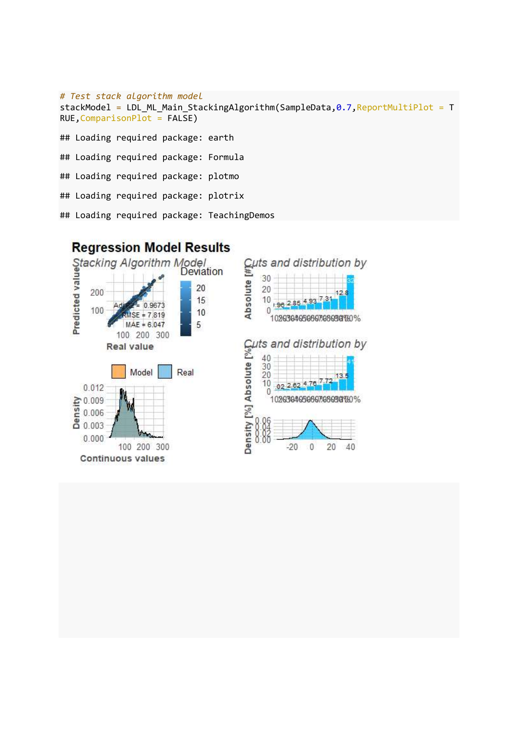```
# Test stack algorithm model
stackModel = LDL_ML_Main_StackingAlgorithm(SampleData,0.7,ReportMultiPlot = T
RUE,ComparisonPlot = FALSE)

## Loading required package: earth

## Loading required package: Formula

## Loading required package: plotmo

## Loading required package: plotrix

## Loading required package: TeachingDemos
```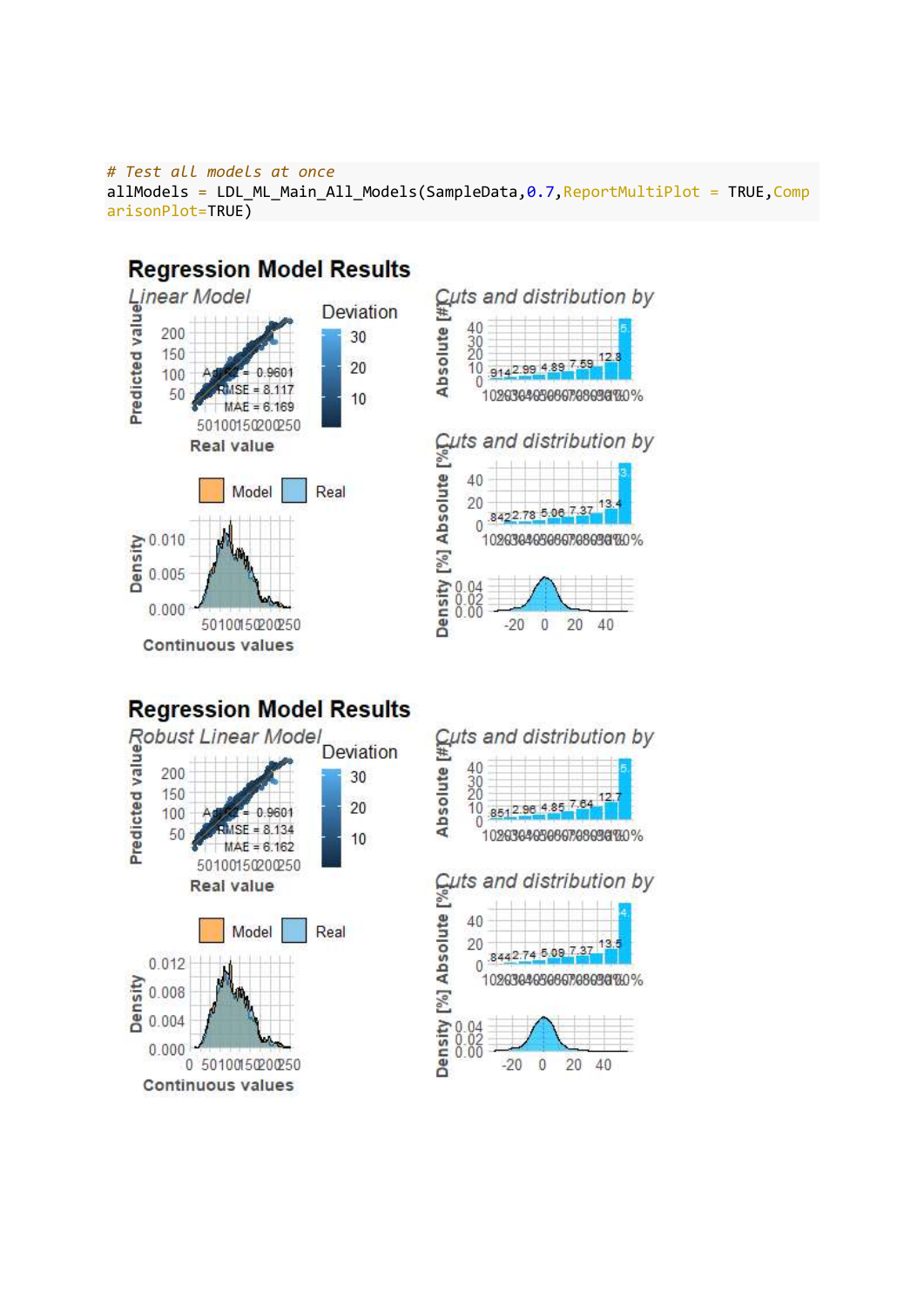```
# Test all models at once
allModels = LDL_ML_Main_All_Models(SampleData,0.7,ReportMultiPlot = TRUE,ComparisonPlot=TRUE)
```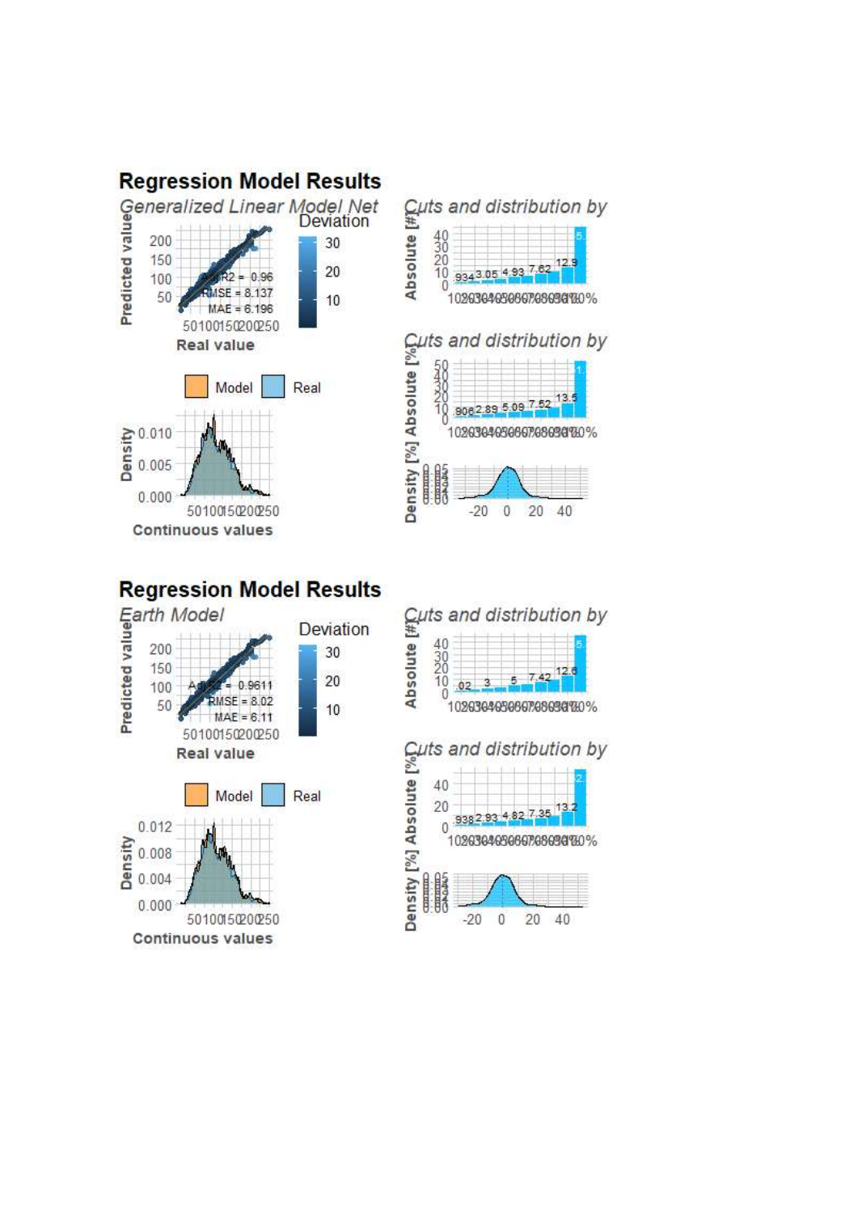## Regression Model Results

*Generalized Linear Model Net*

Adj R2 = 0.96
RMSE = 8.137
MAE = 6.196

## Regression Model Results

*Earth Model*

Adj R2 = 0.9611
RMSE = 8.02
MAE = 6.11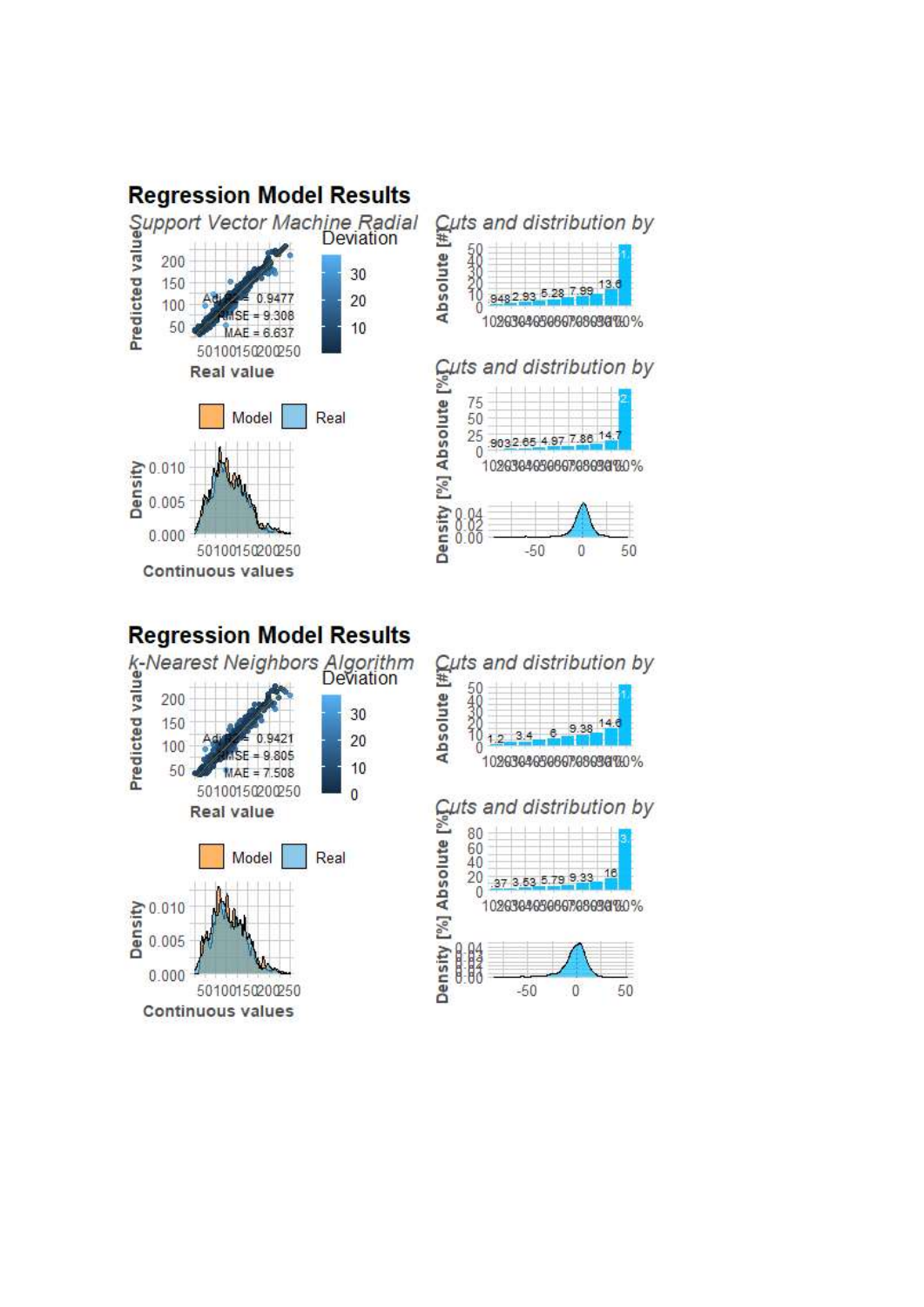## Regression Model Results

*Support Vector Machine Radial*

Adj R2 = 0.9477
RMSE = 9.308
MAE = 6.637

Deviation

Predicted value / Real value

Model / Real

Density / Continuous values

*Cuts and distribution by*

Absolute [#]

*Cuts and distribution by*

Absolute [%]

Density [%]

## Regression Model Results

*k-Nearest Neighbors Algorithm*

Adj R2 = 0.9421
RMSE = 9.805
MAE = 7.508

Deviation

Predicted value / Real value

Model / Real

Density / Continuous values

*Cuts and distribution by*

Absolute [#]

*Cuts and distribution by*

Absolute [%]

Density [%]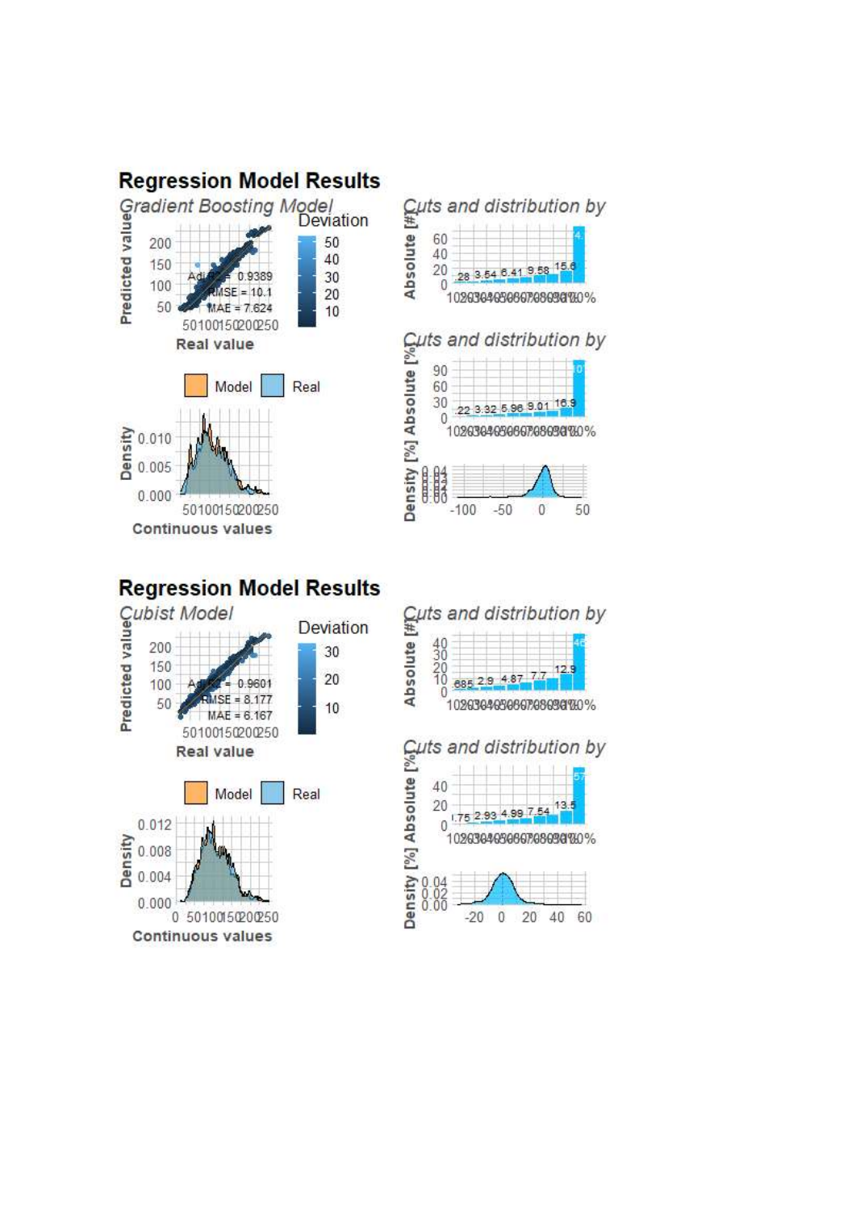## Regression Model Results

*Gradient Boosting Model*

Adj $R^2$ = 0.9389
RMSE = 10.1
MAE = 7.624

## Regression Model Results

*Cubist Model*

Adj $R^2$ = 0.9601
RMSE = 8.177
MAE = 6.167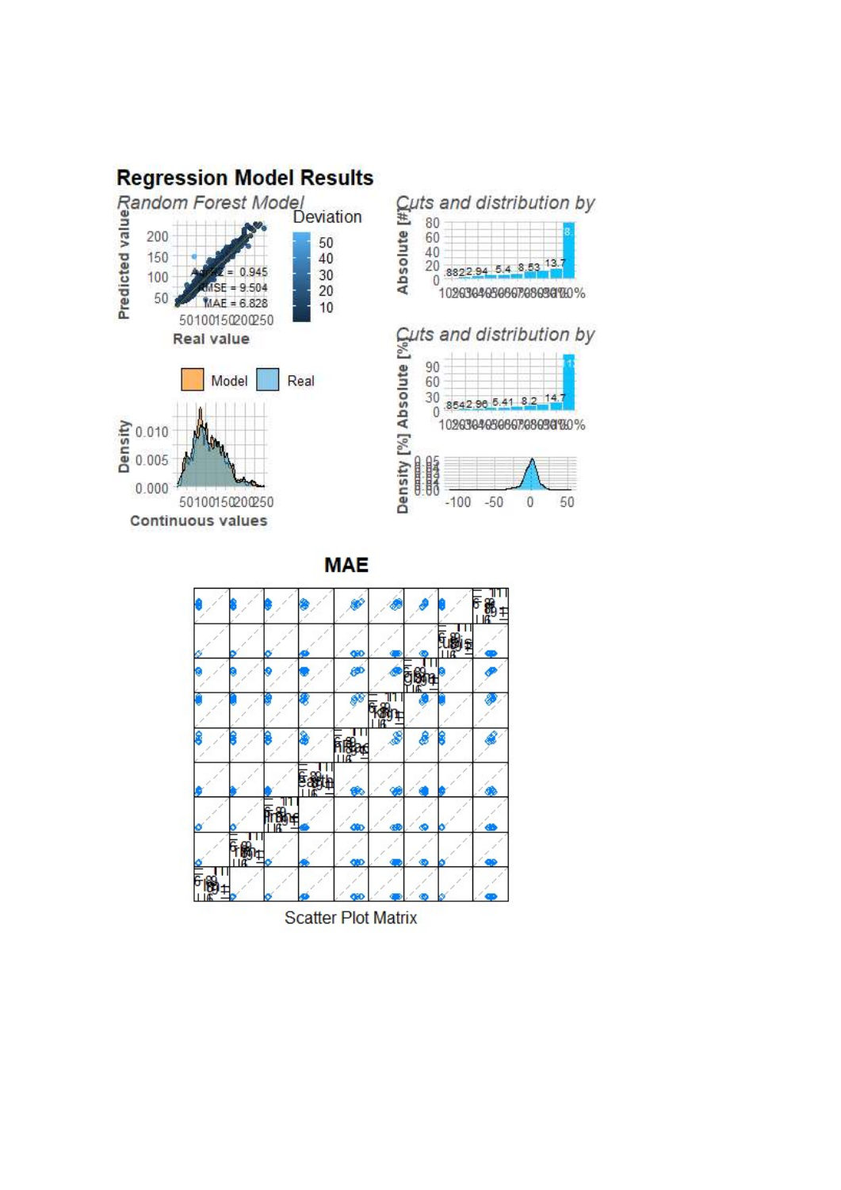## Regression Model Results

*Random Forest Model*

Adj R2 = 0.945
RMSE = 9.504
MAE = 6.828

## MAE

Scatter Plot Matrix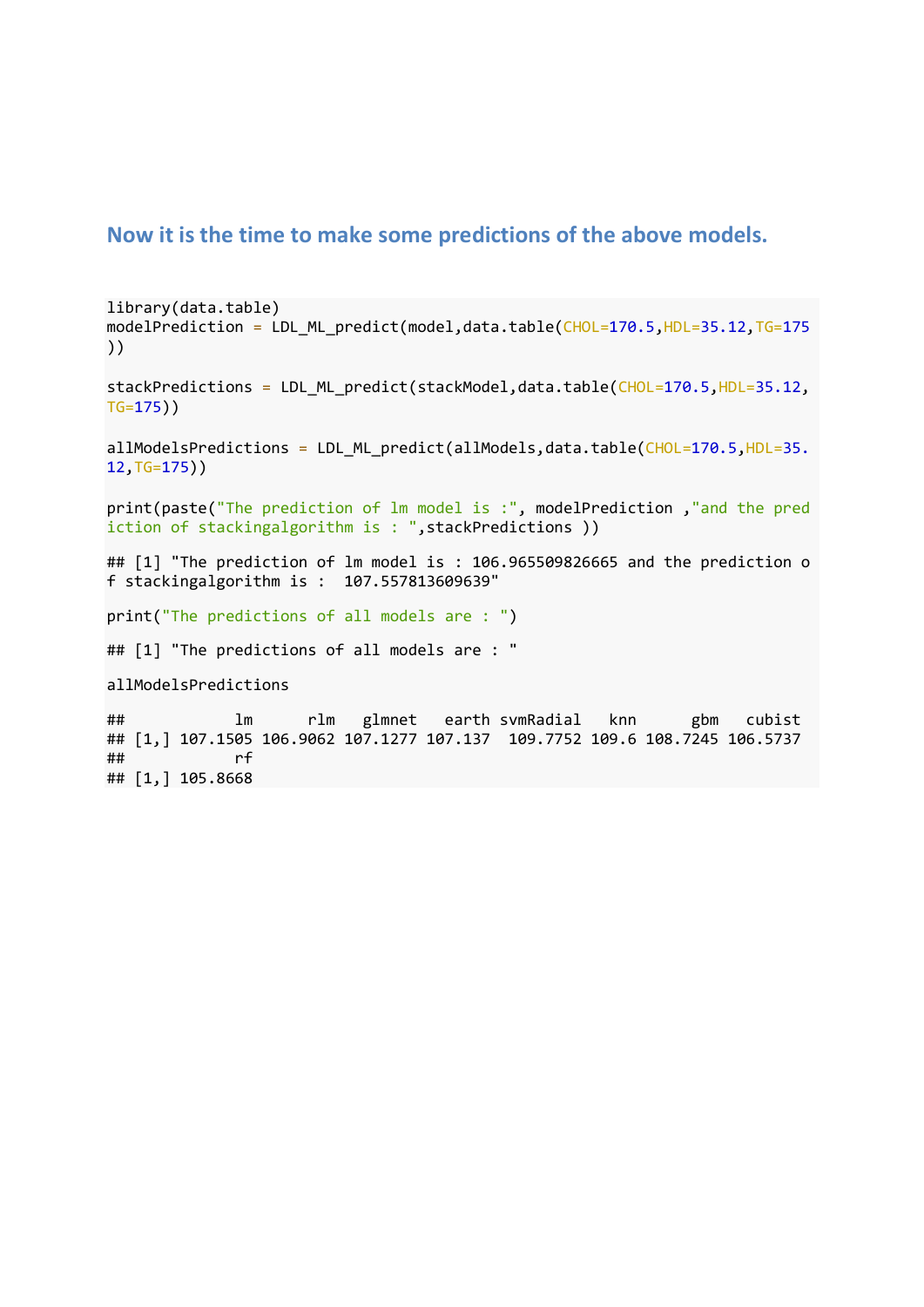## Now it is the time to make some predictions of the above models.

```
library(data.table)
modelPrediction = LDL_ML_predict(model,data.table(CHOL=170.5,HDL=35.12,TG=175
))

stackPredictions = LDL_ML_predict(stackModel,data.table(CHOL=170.5,HDL=35.12,
TG=175))

allModelsPredictions = LDL_ML_predict(allModels,data.table(CHOL=170.5,HDL=35.
12,TG=175))

print(paste("The prediction of lm model is :", modelPrediction ,"and the pred
iction of stackingalgorithm is : ",stackPredictions ))

## [1] "The prediction of lm model is : 106.965509826665 and the prediction o
f stackingalgorithm is :  107.557813609639"

print("The predictions of all models are : ")

## [1] "The predictions of all models are : "

allModelsPredictions

##            lm      rlm   glmnet   earth svmRadial   knn      gbm   cubist
## [1,] 107.1505 106.9062 107.1277 107.137  109.7752 109.6 108.7245 106.5737
##            rf
## [1,] 105.8668
```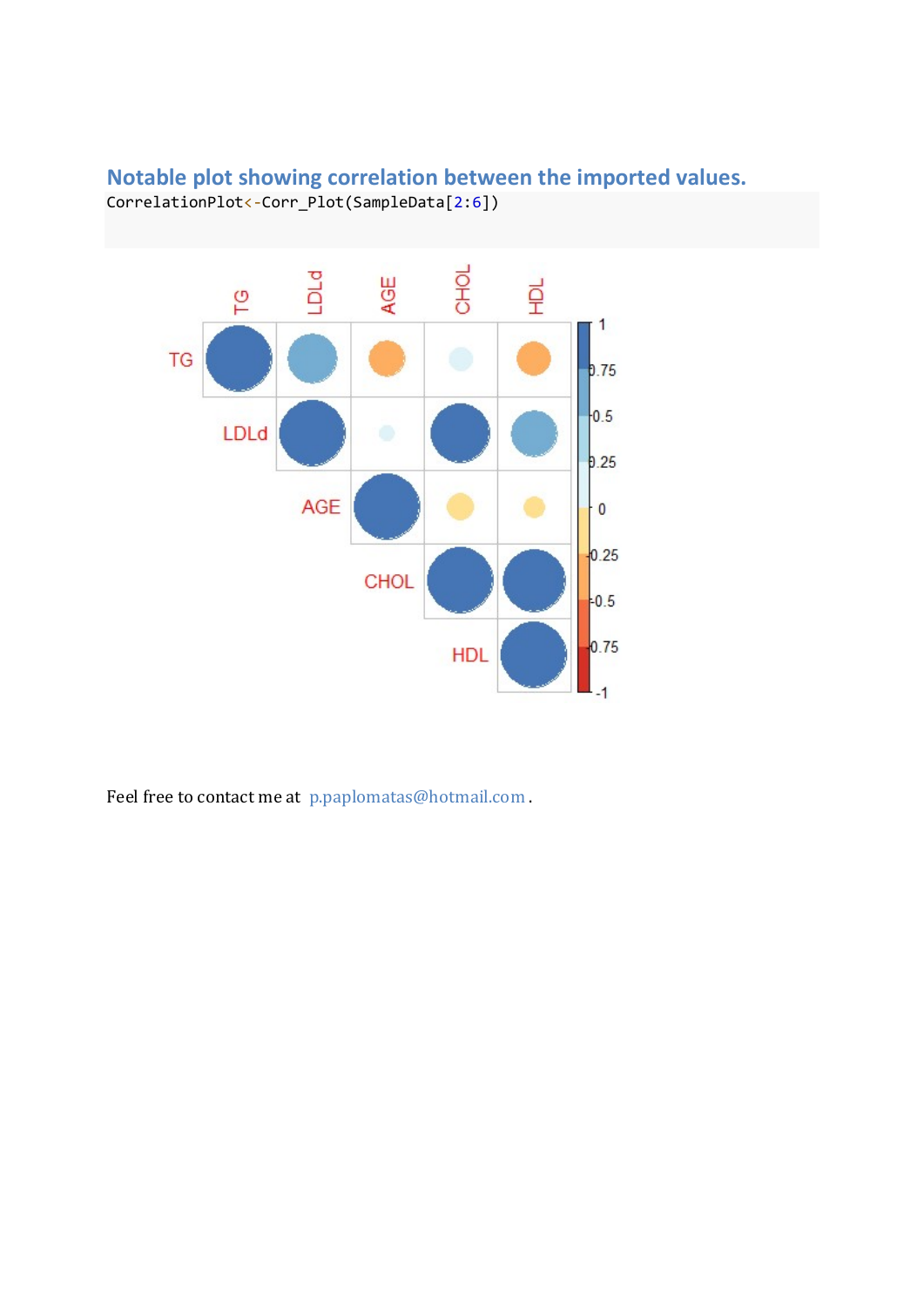## Notable plot showing correlation between the imported values.

```
CorrelationPlot<-Corr_Plot(SampleData[2:6])
```

TG
LDLd
AGE
CHOL
HDL

TG
LDLd
AGE
CHOL
HDL

1
0.75
0.5
0.25
0
-0.25
-0.5
-0.75
-1

Feel free to contact me at p.paplomatas@hotmail.com .